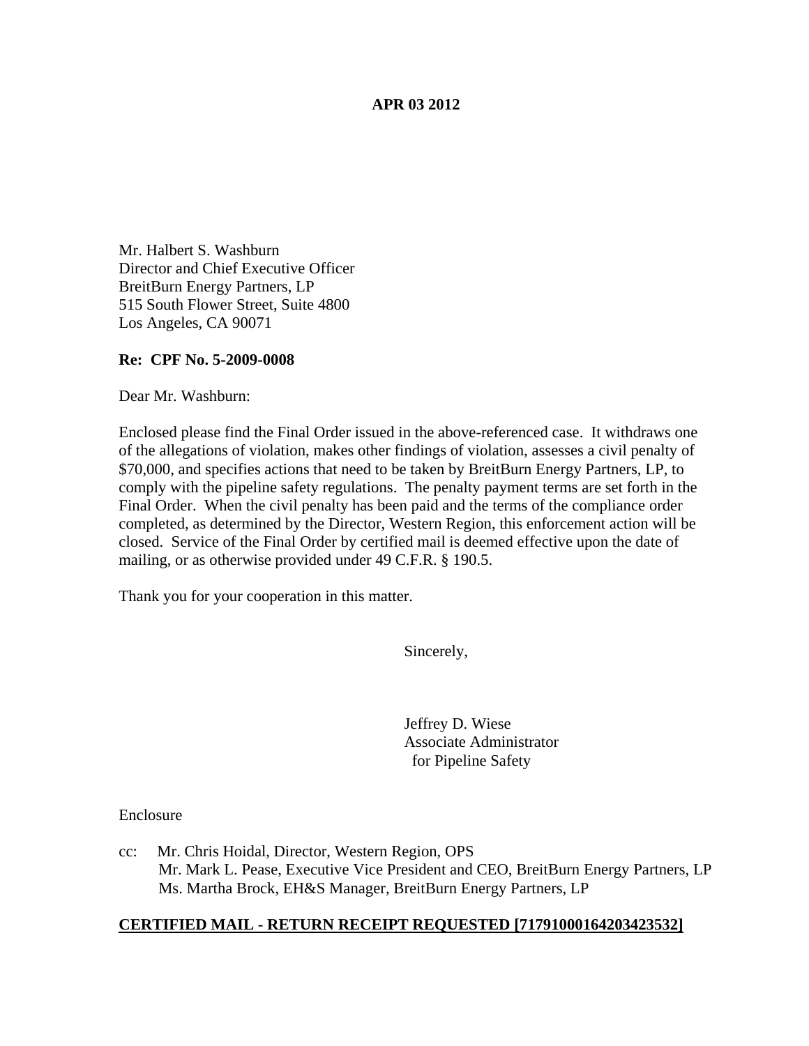**APR 03 2012**

Mr. Halbert S. Washburn
Director and Chief Executive Officer
BreitBurn Energy Partners, LP
515 South Flower Street, Suite 4800
Los Angeles, CA 90071

**Re: CPF No. 5-2009-0008**

Dear Mr. Washburn:

Enclosed please find the Final Order issued in the above-referenced case. It withdraws one of the allegations of violation, makes other findings of violation, assesses a civil penalty of $70,000, and specifies actions that need to be taken by BreitBurn Energy Partners, LP, to comply with the pipeline safety regulations. The penalty payment terms are set forth in the Final Order. When the civil penalty has been paid and the terms of the compliance order completed, as determined by the Director, Western Region, this enforcement action will be closed. Service of the Final Order by certified mail is deemed effective upon the date of mailing, or as otherwise provided under 49 C.F.R. § 190.5.

Thank you for your cooperation in this matter.

Sincerely,

Jeffrey D. Wiese
Associate Administrator
for Pipeline Safety

Enclosure

cc: Mr. Chris Hoidal, Director, Western Region, OPS
Mr. Mark L. Pease, Executive Vice President and CEO, BreitBurn Energy Partners, LP
Ms. Martha Brock, EH&S Manager, BreitBurn Energy Partners, LP

**CERTIFIED MAIL - RETURN RECEIPT REQUESTED [71791000164203423532]**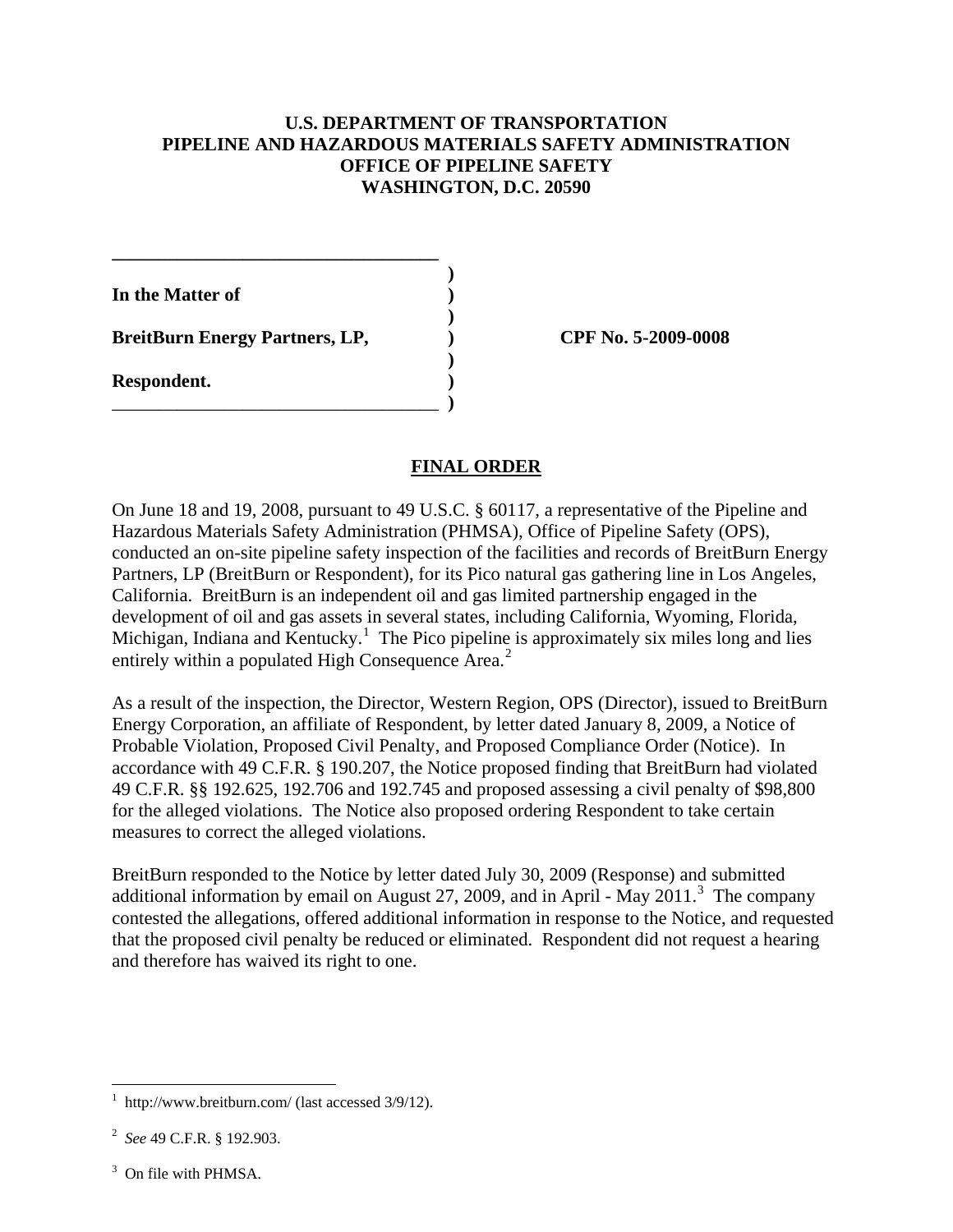**U.S. DEPARTMENT OF TRANSPORTATION**
**PIPELINE AND HAZARDOUS MATERIALS SAFETY ADMINISTRATION**
**OFFICE OF PIPELINE SAFETY**
**WASHINGTON, D.C. 20590**

| | | |
|---|---|---|
| **In the Matter of** | ) | |
| **BreitBurn Energy Partners, LP,** | ) | **CPF No. 5-2009-0008** |
| **Respondent.** | ) | |

## **FINAL ORDER**

On June 18 and 19, 2008, pursuant to 49 U.S.C. § 60117, a representative of the Pipeline and Hazardous Materials Safety Administration (PHMSA), Office of Pipeline Safety (OPS), conducted an on-site pipeline safety inspection of the facilities and records of BreitBurn Energy Partners, LP (BreitBurn or Respondent), for its Pico natural gas gathering line in Los Angeles, California. BreitBurn is an independent oil and gas limited partnership engaged in the development of oil and gas assets in several states, including California, Wyoming, Florida, Michigan, Indiana and Kentucky.[1] The Pico pipeline is approximately six miles long and lies entirely within a populated High Consequence Area.[2]

As a result of the inspection, the Director, Western Region, OPS (Director), issued to BreitBurn Energy Corporation, an affiliate of Respondent, by letter dated January 8, 2009, a Notice of Probable Violation, Proposed Civil Penalty, and Proposed Compliance Order (Notice). In accordance with 49 C.F.R. § 190.207, the Notice proposed finding that BreitBurn had violated 49 C.F.R. §§ 192.625, 192.706 and 192.745 and proposed assessing a civil penalty of $98,800 for the alleged violations. The Notice also proposed ordering Respondent to take certain measures to correct the alleged violations.

BreitBurn responded to the Notice by letter dated July 30, 2009 (Response) and submitted additional information by email on August 27, 2009, and in April - May 2011.[3] The company contested the allegations, offered additional information in response to the Notice, and requested that the proposed civil penalty be reduced or eliminated. Respondent did not request a hearing and therefore has waived its right to one.

---

[1] http://www.breitburn.com/ (last accessed 3/9/12).

[2] *See* 49 C.F.R. § 192.903.

[3] On file with PHMSA.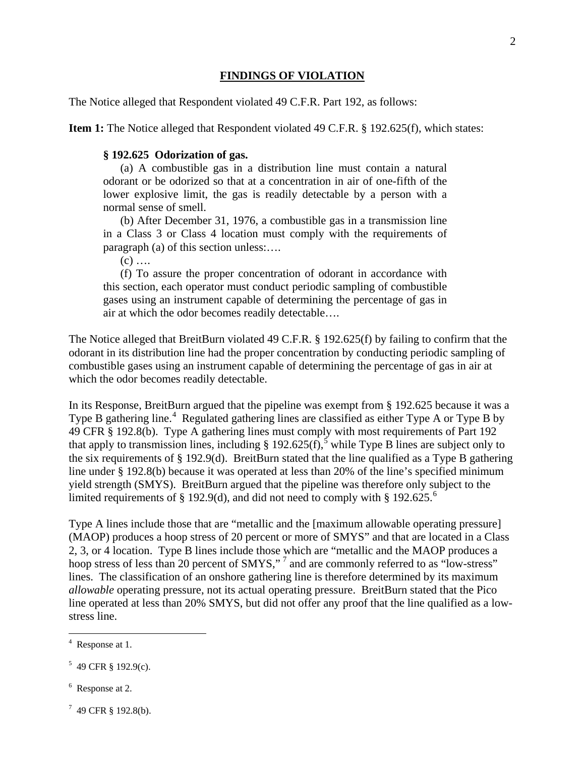## FINDINGS OF VIOLATION

The Notice alleged that Respondent violated 49 C.F.R. Part 192, as follows:

**Item 1:** The Notice alleged that Respondent violated 49 C.F.R. § 192.625(f), which states:

> **§ 192.625 Odorization of gas.**
>
> (a) A combustible gas in a distribution line must contain a natural odorant or be odorized so that at a concentration in air of one-fifth of the lower explosive limit, the gas is readily detectable by a person with a normal sense of smell.
>
> (b) After December 31, 1976, a combustible gas in a transmission line in a Class 3 or Class 4 location must comply with the requirements of paragraph (a) of this section unless:….
>
> (c) ….
>
> (f) To assure the proper concentration of odorant in accordance with this section, each operator must conduct periodic sampling of combustible gases using an instrument capable of determining the percentage of gas in air at which the odor becomes readily detectable….

The Notice alleged that BreitBurn violated 49 C.F.R. § 192.625(f) by failing to confirm that the odorant in its distribution line had the proper concentration by conducting periodic sampling of combustible gases using an instrument capable of determining the percentage of gas in air at which the odor becomes readily detectable.

In its Response, BreitBurn argued that the pipeline was exempt from § 192.625 because it was a Type B gathering line.[4] Regulated gathering lines are classified as either Type A or Type B by 49 CFR § 192.8(b). Type A gathering lines must comply with most requirements of Part 192 that apply to transmission lines, including § 192.625(f),[5] while Type B lines are subject only to the six requirements of § 192.9(d). BreitBurn stated that the line qualified as a Type B gathering line under § 192.8(b) because it was operated at less than 20% of the line's specified minimum yield strength (SMYS). BreitBurn argued that the pipeline was therefore only subject to the limited requirements of § 192.9(d), and did not need to comply with § 192.625.[6]

Type A lines include those that are "metallic and the [maximum allowable operating pressure] (MAOP) produces a hoop stress of 20 percent or more of SMYS" and that are located in a Class 2, 3, or 4 location. Type B lines include those which are "metallic and the MAOP produces a hoop stress of less than 20 percent of SMYS,"[7] and are commonly referred to as "low-stress" lines. The classification of an onshore gathering line is therefore determined by its maximum *allowable* operating pressure, not its actual operating pressure. BreitBurn stated that the Pico line operated at less than 20% SMYS, but did not offer any proof that the line qualified as a low-stress line.

---

[4] Response at 1.

[5] 49 CFR § 192.9(c).

[6] Response at 2.

[7] 49 CFR § 192.8(b).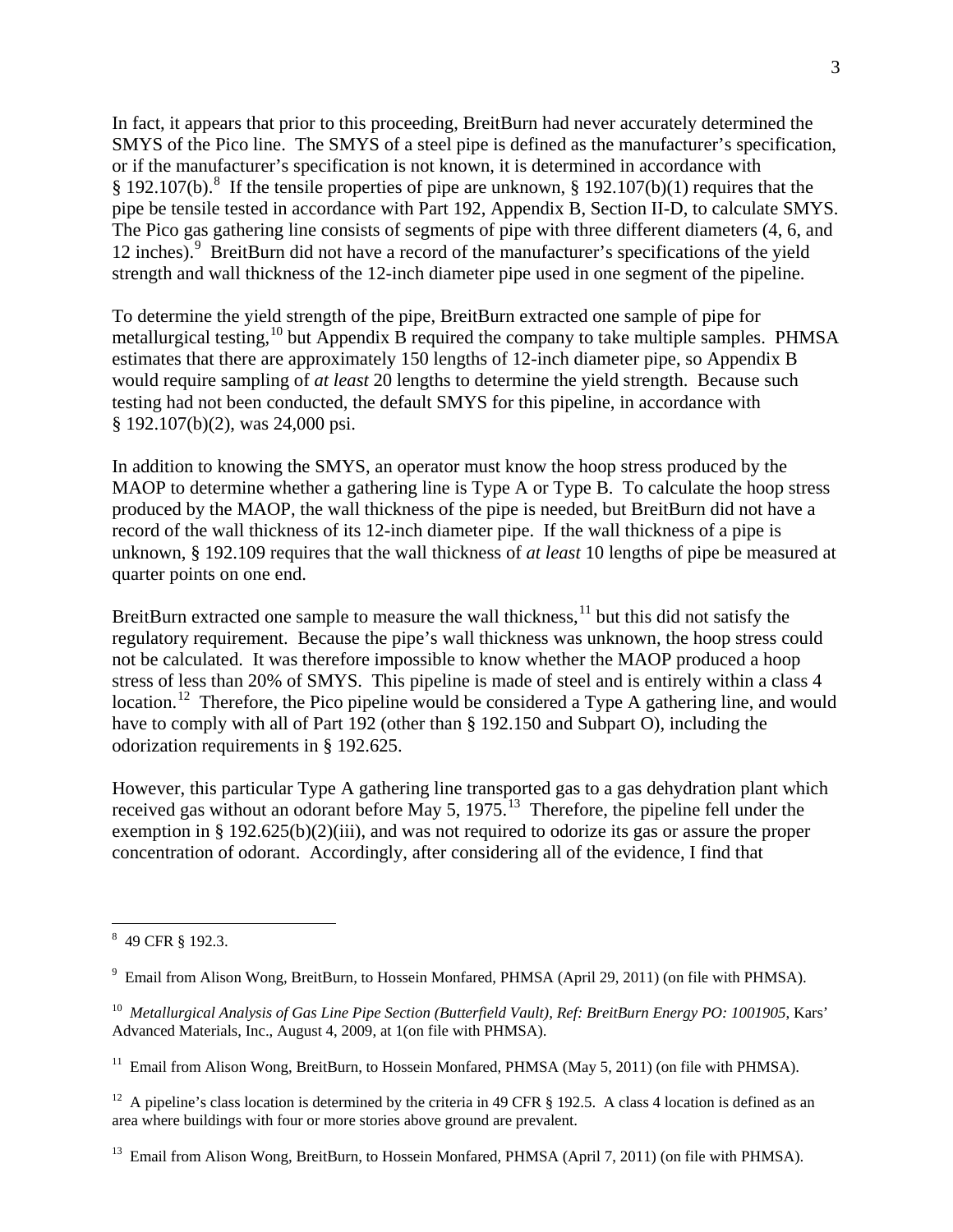In fact, it appears that prior to this proceeding, BreitBurn had never accurately determined the SMYS of the Pico line. The SMYS of a steel pipe is defined as the manufacturer's specification, or if the manufacturer's specification is not known, it is determined in accordance with § 192.107(b).[8] If the tensile properties of pipe are unknown, § 192.107(b)(1) requires that the pipe be tensile tested in accordance with Part 192, Appendix B, Section II-D, to calculate SMYS. The Pico gas gathering line consists of segments of pipe with three different diameters (4, 6, and 12 inches).[9] BreitBurn did not have a record of the manufacturer's specifications of the yield strength and wall thickness of the 12-inch diameter pipe used in one segment of the pipeline.

To determine the yield strength of the pipe, BreitBurn extracted one sample of pipe for metallurgical testing,[10] but Appendix B required the company to take multiple samples. PHMSA estimates that there are approximately 150 lengths of 12-inch diameter pipe, so Appendix B would require sampling of *at least* 20 lengths to determine the yield strength. Because such testing had not been conducted, the default SMYS for this pipeline, in accordance with § 192.107(b)(2), was 24,000 psi.

In addition to knowing the SMYS, an operator must know the hoop stress produced by the MAOP to determine whether a gathering line is Type A or Type B. To calculate the hoop stress produced by the MAOP, the wall thickness of the pipe is needed, but BreitBurn did not have a record of the wall thickness of its 12-inch diameter pipe. If the wall thickness of a pipe is unknown, § 192.109 requires that the wall thickness of *at least* 10 lengths of pipe be measured at quarter points on one end.

BreitBurn extracted one sample to measure the wall thickness,[11] but this did not satisfy the regulatory requirement. Because the pipe's wall thickness was unknown, the hoop stress could not be calculated. It was therefore impossible to know whether the MAOP produced a hoop stress of less than 20% of SMYS. This pipeline is made of steel and is entirely within a class 4 location.[12] Therefore, the Pico pipeline would be considered a Type A gathering line, and would have to comply with all of Part 192 (other than § 192.150 and Subpart O), including the odorization requirements in § 192.625.

However, this particular Type A gathering line transported gas to a gas dehydration plant which received gas without an odorant before May 5, 1975.[13] Therefore, the pipeline fell under the exemption in § 192.625(b)(2)(iii), and was not required to odorize its gas or assure the proper concentration of odorant. Accordingly, after considering all of the evidence, I find that

---

[8] 49 CFR § 192.3.

[9] Email from Alison Wong, BreitBurn, to Hossein Monfared, PHMSA (April 29, 2011) (on file with PHMSA).

[10] *Metallurgical Analysis of Gas Line Pipe Section (Butterfield Vault), Ref: BreitBurn Energy PO: 1001905*, Kars' Advanced Materials, Inc., August 4, 2009, at 1(on file with PHMSA).

[11] Email from Alison Wong, BreitBurn, to Hossein Monfared, PHMSA (May 5, 2011) (on file with PHMSA).

[12] A pipeline's class location is determined by the criteria in 49 CFR § 192.5. A class 4 location is defined as an area where buildings with four or more stories above ground are prevalent.

[13] Email from Alison Wong, BreitBurn, to Hossein Monfared, PHMSA (April 7, 2011) (on file with PHMSA).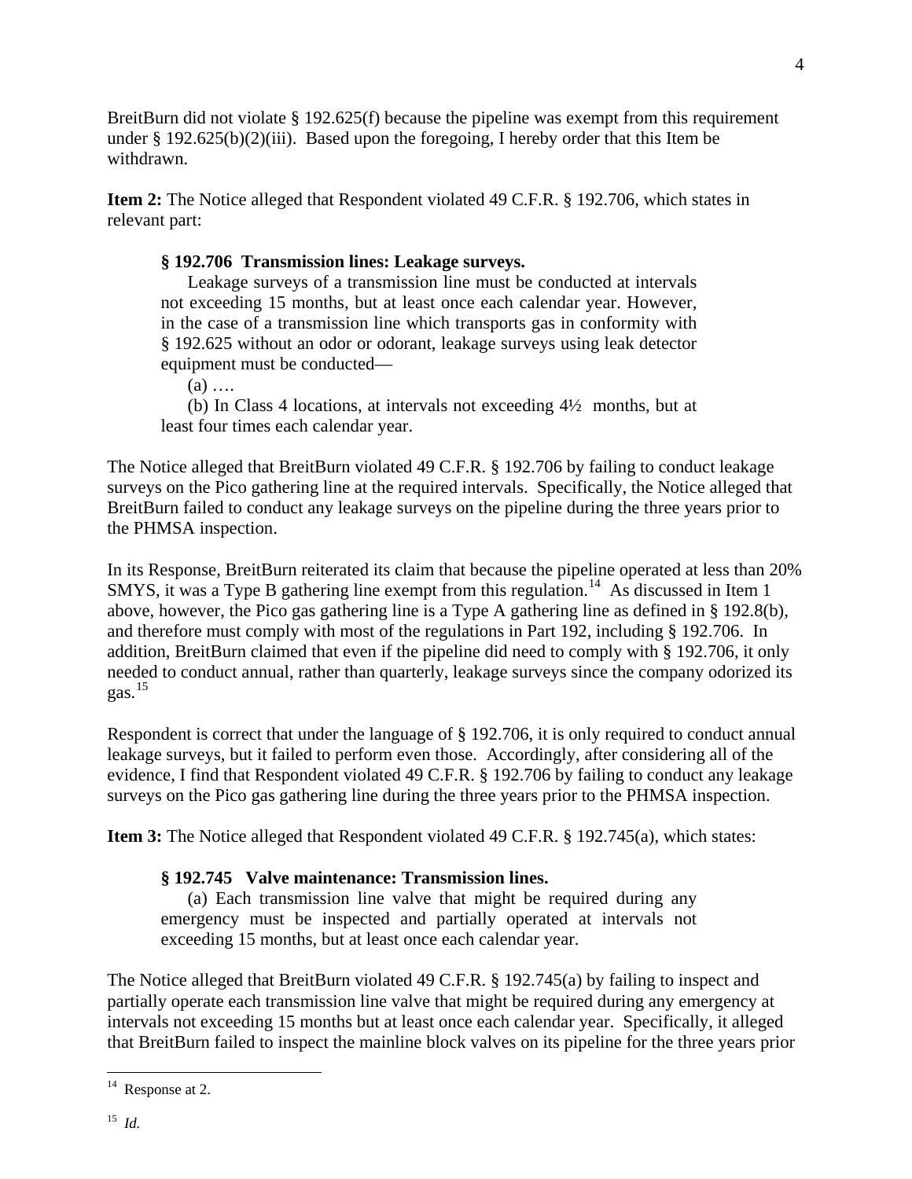BreitBurn did not violate § 192.625(f) because the pipeline was exempt from this requirement under § 192.625(b)(2)(iii). Based upon the foregoing, I hereby order that this Item be withdrawn.

**Item 2:** The Notice alleged that Respondent violated 49 C.F.R. § 192.706, which states in relevant part:

> **§ 192.706 Transmission lines: Leakage surveys.**
>
> Leakage surveys of a transmission line must be conducted at intervals not exceeding 15 months, but at least once each calendar year. However, in the case of a transmission line which transports gas in conformity with § 192.625 without an odor or odorant, leakage surveys using leak detector equipment must be conducted—
>
> (a) ….
>
> (b) In Class 4 locations, at intervals not exceeding 4½ months, but at least four times each calendar year.

The Notice alleged that BreitBurn violated 49 C.F.R. § 192.706 by failing to conduct leakage surveys on the Pico gathering line at the required intervals. Specifically, the Notice alleged that BreitBurn failed to conduct any leakage surveys on the pipeline during the three years prior to the PHMSA inspection.

In its Response, BreitBurn reiterated its claim that because the pipeline operated at less than 20% SMYS, it was a Type B gathering line exempt from this regulation.[14] As discussed in Item 1 above, however, the Pico gas gathering line is a Type A gathering line as defined in § 192.8(b), and therefore must comply with most of the regulations in Part 192, including § 192.706. In addition, BreitBurn claimed that even if the pipeline did need to comply with § 192.706, it only needed to conduct annual, rather than quarterly, leakage surveys since the company odorized its gas.[15]

Respondent is correct that under the language of § 192.706, it is only required to conduct annual leakage surveys, but it failed to perform even those. Accordingly, after considering all of the evidence, I find that Respondent violated 49 C.F.R. § 192.706 by failing to conduct any leakage surveys on the Pico gas gathering line during the three years prior to the PHMSA inspection.

**Item 3:** The Notice alleged that Respondent violated 49 C.F.R. § 192.745(a), which states:

> **§ 192.745 Valve maintenance: Transmission lines.**
>
> (a) Each transmission line valve that might be required during any emergency must be inspected and partially operated at intervals not exceeding 15 months, but at least once each calendar year.

The Notice alleged that BreitBurn violated 49 C.F.R. § 192.745(a) by failing to inspect and partially operate each transmission line valve that might be required during any emergency at intervals not exceeding 15 months but at least once each calendar year. Specifically, it alleged that BreitBurn failed to inspect the mainline block valves on its pipeline for the three years prior

---

[14] Response at 2.

[15] *Id.*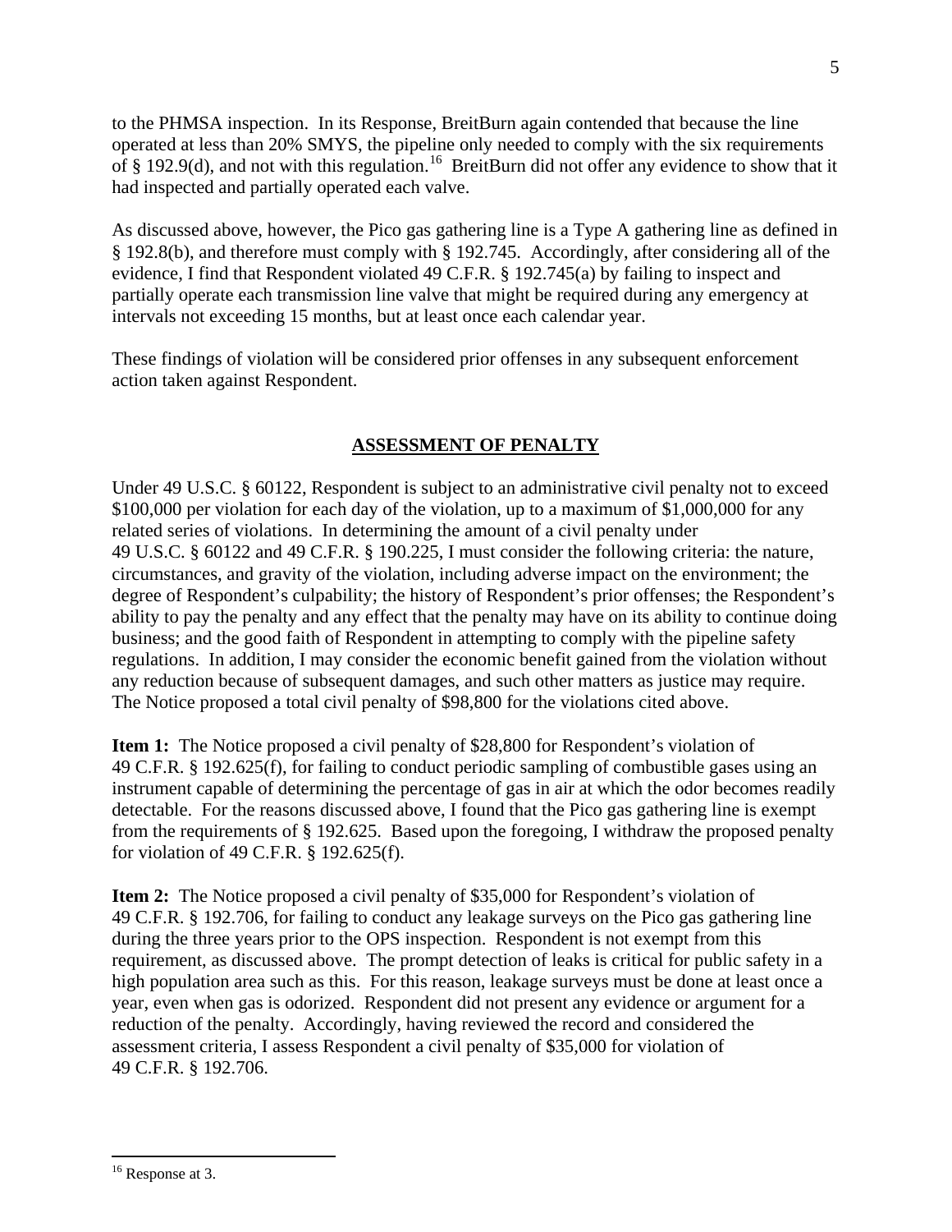to the PHMSA inspection. In its Response, BreitBurn again contended that because the line operated at less than 20% SMYS, the pipeline only needed to comply with the six requirements of § 192.9(d), and not with this regulation.[16] BreitBurn did not offer any evidence to show that it had inspected and partially operated each valve.

As discussed above, however, the Pico gas gathering line is a Type A gathering line as defined in § 192.8(b), and therefore must comply with § 192.745. Accordingly, after considering all of the evidence, I find that Respondent violated 49 C.F.R. § 192.745(a) by failing to inspect and partially operate each transmission line valve that might be required during any emergency at intervals not exceeding 15 months, but at least once each calendar year.

These findings of violation will be considered prior offenses in any subsequent enforcement action taken against Respondent.

## ASSESSMENT OF PENALTY

Under 49 U.S.C. § 60122, Respondent is subject to an administrative civil penalty not to exceed $100,000 per violation for each day of the violation, up to a maximum of $1,000,000 for any related series of violations. In determining the amount of a civil penalty under 49 U.S.C. § 60122 and 49 C.F.R. § 190.225, I must consider the following criteria: the nature, circumstances, and gravity of the violation, including adverse impact on the environment; the degree of Respondent's culpability; the history of Respondent's prior offenses; the Respondent's ability to pay the penalty and any effect that the penalty may have on its ability to continue doing business; and the good faith of Respondent in attempting to comply with the pipeline safety regulations. In addition, I may consider the economic benefit gained from the violation without any reduction because of subsequent damages, and such other matters as justice may require. The Notice proposed a total civil penalty of $98,800 for the violations cited above.

**Item 1:** The Notice proposed a civil penalty of $28,800 for Respondent's violation of 49 C.F.R. § 192.625(f), for failing to conduct periodic sampling of combustible gases using an instrument capable of determining the percentage of gas in air at which the odor becomes readily detectable. For the reasons discussed above, I found that the Pico gas gathering line is exempt from the requirements of § 192.625. Based upon the foregoing, I withdraw the proposed penalty for violation of 49 C.F.R. § 192.625(f).

**Item 2:** The Notice proposed a civil penalty of $35,000 for Respondent's violation of 49 C.F.R. § 192.706, for failing to conduct any leakage surveys on the Pico gas gathering line during the three years prior to the OPS inspection. Respondent is not exempt from this requirement, as discussed above. The prompt detection of leaks is critical for public safety in a high population area such as this. For this reason, leakage surveys must be done at least once a year, even when gas is odorized. Respondent did not present any evidence or argument for a reduction of the penalty. Accordingly, having reviewed the record and considered the assessment criteria, I assess Respondent a civil penalty of $35,000 for violation of 49 C.F.R. § 192.706.

---

[16] Response at 3.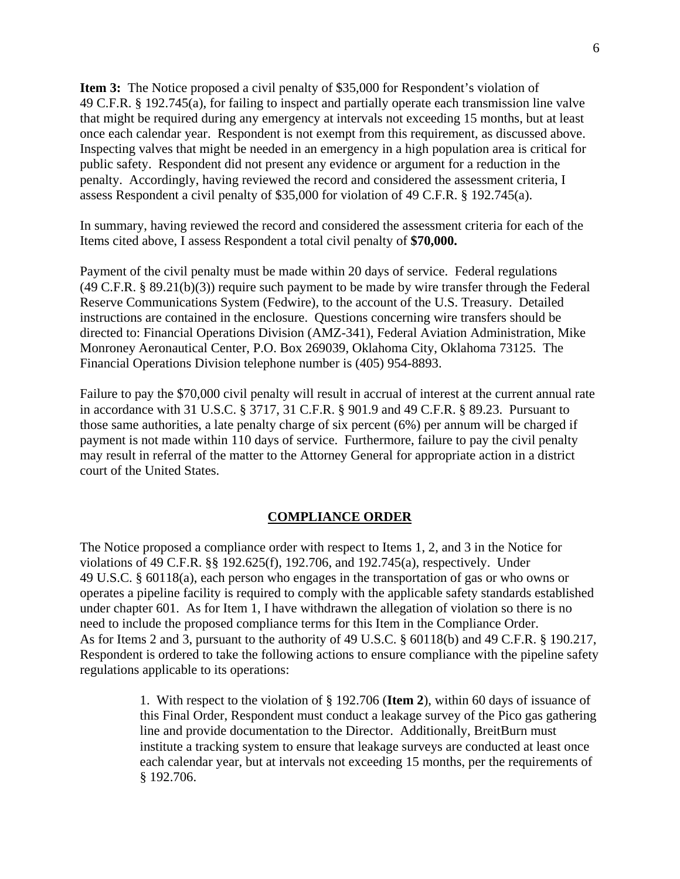**Item 3:** The Notice proposed a civil penalty of $35,000 for Respondent's violation of 49 C.F.R. § 192.745(a), for failing to inspect and partially operate each transmission line valve that might be required during any emergency at intervals not exceeding 15 months, but at least once each calendar year. Respondent is not exempt from this requirement, as discussed above. Inspecting valves that might be needed in an emergency in a high population area is critical for public safety. Respondent did not present any evidence or argument for a reduction in the penalty. Accordingly, having reviewed the record and considered the assessment criteria, I assess Respondent a civil penalty of $35,000 for violation of 49 C.F.R. § 192.745(a).

In summary, having reviewed the record and considered the assessment criteria for each of the Items cited above, I assess Respondent a total civil penalty of **$70,000.**

Payment of the civil penalty must be made within 20 days of service. Federal regulations (49 C.F.R. § 89.21(b)(3)) require such payment to be made by wire transfer through the Federal Reserve Communications System (Fedwire), to the account of the U.S. Treasury. Detailed instructions are contained in the enclosure. Questions concerning wire transfers should be directed to: Financial Operations Division (AMZ-341), Federal Aviation Administration, Mike Monroney Aeronautical Center, P.O. Box 269039, Oklahoma City, Oklahoma 73125. The Financial Operations Division telephone number is (405) 954-8893.

Failure to pay the $70,000 civil penalty will result in accrual of interest at the current annual rate in accordance with 31 U.S.C. § 3717, 31 C.F.R. § 901.9 and 49 C.F.R. § 89.23. Pursuant to those same authorities, a late penalty charge of six percent (6%) per annum will be charged if payment is not made within 110 days of service. Furthermore, failure to pay the civil penalty may result in referral of the matter to the Attorney General for appropriate action in a district court of the United States.

## COMPLIANCE ORDER

The Notice proposed a compliance order with respect to Items 1, 2, and 3 in the Notice for violations of 49 C.F.R. §§ 192.625(f), 192.706, and 192.745(a), respectively. Under 49 U.S.C. § 60118(a), each person who engages in the transportation of gas or who owns or operates a pipeline facility is required to comply with the applicable safety standards established under chapter 601. As for Item 1, I have withdrawn the allegation of violation so there is no need to include the proposed compliance terms for this Item in the Compliance Order. As for Items 2 and 3, pursuant to the authority of 49 U.S.C. § 60118(b) and 49 C.F.R. § 190.217, Respondent is ordered to take the following actions to ensure compliance with the pipeline safety regulations applicable to its operations:

1. With respect to the violation of § 192.706 (**Item 2**), within 60 days of issuance of this Final Order, Respondent must conduct a leakage survey of the Pico gas gathering line and provide documentation to the Director. Additionally, BreitBurn must institute a tracking system to ensure that leakage surveys are conducted at least once each calendar year, but at intervals not exceeding 15 months, per the requirements of § 192.706.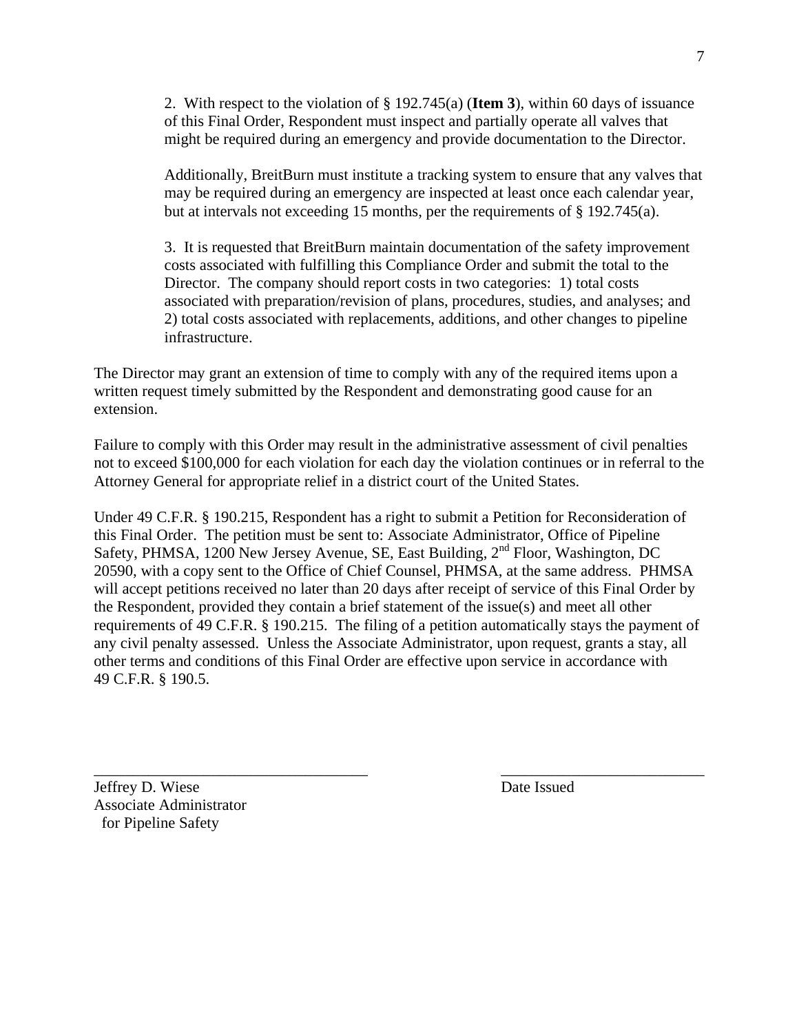2. With respect to the violation of § 192.745(a) (**Item 3**), within 60 days of issuance of this Final Order, Respondent must inspect and partially operate all valves that might be required during an emergency and provide documentation to the Director.

Additionally, BreitBurn must institute a tracking system to ensure that any valves that may be required during an emergency are inspected at least once each calendar year, but at intervals not exceeding 15 months, per the requirements of § 192.745(a).

3. It is requested that BreitBurn maintain documentation of the safety improvement costs associated with fulfilling this Compliance Order and submit the total to the Director. The company should report costs in two categories: 1) total costs associated with preparation/revision of plans, procedures, studies, and analyses; and 2) total costs associated with replacements, additions, and other changes to pipeline infrastructure.

The Director may grant an extension of time to comply with any of the required items upon a written request timely submitted by the Respondent and demonstrating good cause for an extension.

Failure to comply with this Order may result in the administrative assessment of civil penalties not to exceed $100,000 for each violation for each day the violation continues or in referral to the Attorney General for appropriate relief in a district court of the United States.

Under 49 C.F.R. § 190.215, Respondent has a right to submit a Petition for Reconsideration of this Final Order. The petition must be sent to: Associate Administrator, Office of Pipeline Safety, PHMSA, 1200 New Jersey Avenue, SE, East Building, 2nd Floor, Washington, DC 20590, with a copy sent to the Office of Chief Counsel, PHMSA, at the same address. PHMSA will accept petitions received no later than 20 days after receipt of service of this Final Order by the Respondent, provided they contain a brief statement of the issue(s) and meet all other requirements of 49 C.F.R. § 190.215. The filing of a petition automatically stays the payment of any civil penalty assessed. Unless the Associate Administrator, upon request, grants a stay, all other terms and conditions of this Final Order are effective upon service in accordance with 49 C.F.R. § 190.5.

\_\_\_\_\_\_\_\_\_\_\_\_\_\_\_\_\_\_\_\_\_\_\_\_\_\_\_\_\_\_\_\_\_\_\_
Jeffrey D. Wiese
Associate Administrator
for Pipeline Safety

\_\_\_\_\_\_\_\_\_\_\_\_\_\_\_\_\_\_\_\_\_\_\_\_\_\_
Date Issued